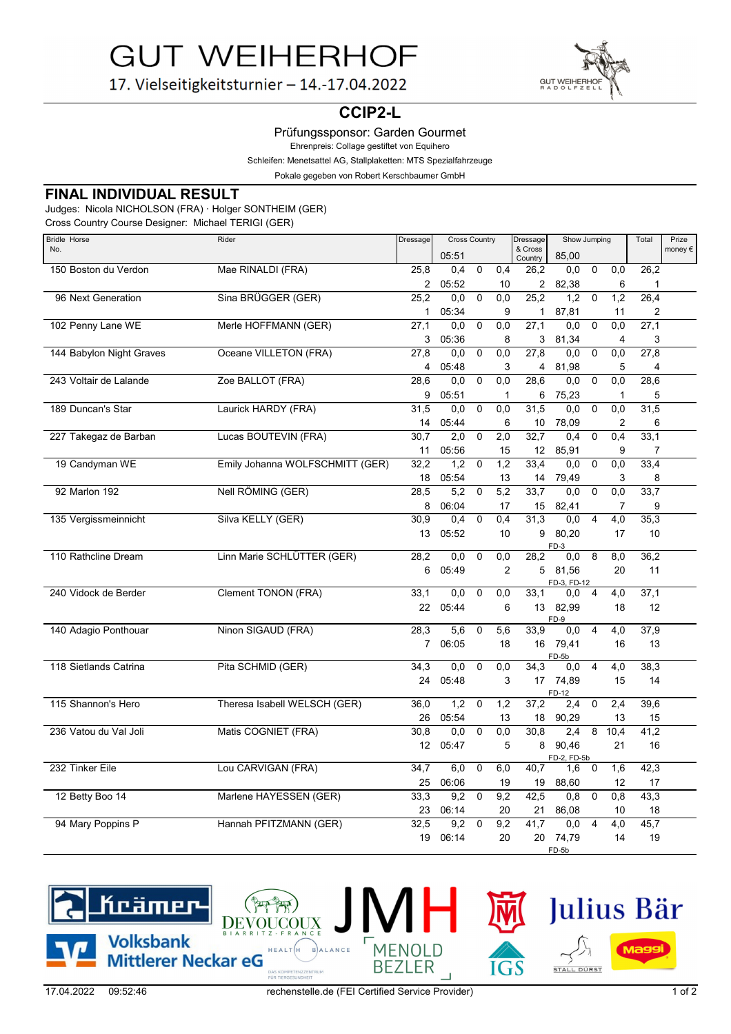# GUT WEIHERHOF

17. Vielseitigkeitsturnier – 14.-17.04.2022

## CCIP2-L

Prüfungssponsor: Garden Gourmet

Ehrenpreis: Collage gestiftet von Equihero

Schleifen: Menetsattel AG, Stallplaketten: MTS Spezialfahrzeuge

Pokale gegeben von Robert Kerschbaumer GmbH

## FINAL INDIVIDUAL RESULT

Judges: Nicola NICHOLSON (FRA) · Holger SONTHEIM (GER)

Cross Country Course Designer: Michael TERIGI (GER)

| Bridle No. | Horse | Rider | Dressage | Cross Country | | | | Dressage & Cross Country | Show Jumping | | | Total | Prize money € |
|---|---|---|---|---|---|---|---|---|---|---|---|---|---|
| | | | | 05:51 | | | | | 85,00 | | | | |
| 150 | Boston du Verdon | Mae RINALDI (FRA) | 25,8 | 0,4 | 0 | 0,4 | | 26,2 | 0,0 | 0 | 0,0 | 26,2 | |
| | | | 2 | 05:52 | | 10 | | 2 | 82,38 | | 6 | 1 | |
| 96 | Next Generation | Sina BRÜGGER (GER) | 25,2 | 0,0 | 0 | 0,0 | | 25,2 | 1,2 | 0 | 1,2 | 26,4 | |
| | | | 1 | 05:34 | | 9 | | 1 | 87,81 | | 11 | 2 | |
| 102 | Penny Lane WE | Merle HOFFMANN (GER) | 27,1 | 0,0 | 0 | 0,0 | | 27,1 | 0,0 | 0 | 0,0 | 27,1 | |
| | | | 3 | 05:36 | | 8 | | 3 | 81,34 | | 4 | 3 | |
| 144 | Babylon Night Graves | Oceane VILLETON (FRA) | 27,8 | 0,0 | 0 | 0,0 | | 27,8 | 0,0 | 0 | 0,0 | 27,8 | |
| | | | 4 | 05:48 | | 3 | | 4 | 81,98 | | 5 | 4 | |
| 243 | Voltair de Lalande | Zoe BALLOT (FRA) | 28,6 | 0,0 | 0 | 0,0 | | 28,6 | 0,0 | 0 | 0,0 | 28,6 | |
| | | | 9 | 05:51 | | 1 | | 6 | 75,23 | | 1 | 5 | |
| 189 | Duncan's Star | Laurick HARDY (FRA) | 31,5 | 0,0 | 0 | 0,0 | | 31,5 | 0,0 | 0 | 0,0 | 31,5 | |
| | | | 14 | 05:44 | | 6 | | 10 | 78,09 | | 2 | 6 | |
| 227 | Takegaz de Barban | Lucas BOUTEVIN (FRA) | 30,7 | 2,0 | 0 | 2,0 | | 32,7 | 0,4 | 0 | 0,4 | 33,1 | |
| | | | 11 | 05:56 | | 15 | | 12 | 85,91 | | 9 | 7 | |
| 19 | Candyman WE | Emily Johanna WOLFSCHMITT (GER) | 32,2 | 1,2 | 0 | 1,2 | | 33,4 | 0,0 | 0 | 0,0 | 33,4 | |
| | | | 18 | 05:54 | | 13 | | 14 | 79,49 | | 3 | 8 | |
| 92 | Marlon 192 | Nell RÖMING (GER) | 28,5 | 5,2 | 0 | 5,2 | | 33,7 | 0,0 | 0 | 0,0 | 33,7 | |
| | | | 8 | 06:04 | | 17 | | 15 | 82,41 | | 7 | 9 | |
| 135 | Vergissmeinnicht | Silva KELLY (GER) | 30,9 | 0,4 | 0 | 0,4 | | 31,3 | 0,0 | 4 | 4,0 | 35,3 | |
| | | | 13 | 05:52 | | 10 | | 9 | 80,20 FD-3 | | 17 | 10 | |
| 110 | Rathcline Dream | Linn Marie SCHLÜTTER (GER) | 28,2 | 0,0 | 0 | 0,0 | | 28,2 | 0,0 | 8 | 8,0 | 36,2 | |
| | | | 6 | 05:49 | | 2 | | 5 | 81,56 FD-3, FD-12 | | 20 | 11 | |
| 240 | Vidock de Berder | Clement TONON (FRA) | 33,1 | 0,0 | 0 | 0,0 | | 33,1 | 0,0 | 4 | 4,0 | 37,1 | |
| | | | 22 | 05:44 | | 6 | | 13 | 82,99 FD-9 | | 18 | 12 | |
| 140 | Adagio Ponthouar | Ninon SIGAUD (FRA) | 28,3 | 5,6 | 0 | 5,6 | | 33,9 | 0,0 | 4 | 4,0 | 37,9 | |
| | | | 7 | 06:05 | | 18 | | 16 | 79,41 FD-5b | | 16 | 13 | |
| 118 | Sietlands Catrina | Pita SCHMID (GER) | 34,3 | 0,0 | 0 | 0,0 | | 34,3 | 0,0 | 4 | 4,0 | 38,3 | |
| | | | 24 | 05:48 | | 3 | | 17 | 74,89 FD-12 | | 15 | 14 | |
| 115 | Shannon's Hero | Theresa Isabell WELSCH (GER) | 36,0 | 1,2 | 0 | 1,2 | | 37,2 | 2,4 | 0 | 2,4 | 39,6 | |
| | | | 26 | 05:54 | | 13 | | 18 | 90,29 | | 13 | 15 | |
| 236 | Vatou du Val Joli | Matis COGNIET (FRA) | 30,8 | 0,0 | 0 | 0,0 | | 30,8 | 2,4 | 8 | 10,4 | 41,2 | |
| | | | 12 | 05:47 | | 5 | | 8 | 90,46 FD-2, FD-5b | | 21 | 16 | |
| 232 | Tinker Eile | Lou CARVIGAN (FRA) | 34,7 | 6,0 | 0 | 6,0 | | 40,7 | 1,6 | 0 | 1,6 | 42,3 | |
| | | | 25 | 06:06 | | 19 | | 19 | 88,60 | | 12 | 17 | |
| 12 | Betty Boo 14 | Marlene HAYESSEN (GER) | 33,3 | 9,2 | 0 | 9,2 | | 42,5 | 0,8 | 0 | 0,8 | 43,3 | |
| | | | 23 | 06:14 | | 20 | | 21 | 86,08 | | 10 | 18 | |
| 94 | Mary Poppins P | Hannah PFITZMANN (GER) | 32,5 | 9,2 | 0 | 9,2 | | 41,7 | 0,0 | 4 | 4,0 | 45,7 | |
| | | | 19 | 06:14 | | 20 | | 20 | 74,79 FD-5b | | 14 | 19 | |

17.04.2022 09:52:46 rechenstelle.de (FEI Certified Service Provider)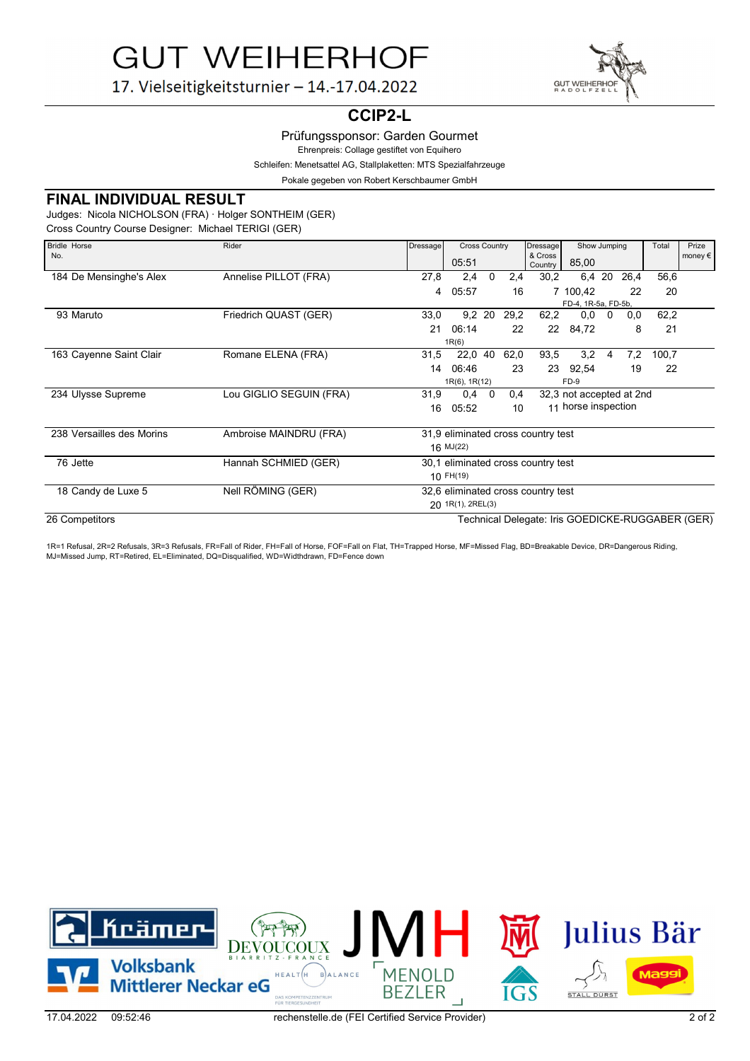# GUT WEIHERHOF

17. Vielseitigkeitsturnier – 14.-17.04.2022

## CCIP2-L

Prüfungssponsor: Garden Gourmet

Ehrenpreis: Collage gestiftet von Equihero

Schleifen: Menetsattel AG, Stallplaketten: MTS Spezialfahrzeuge

Pokale gegeben von Robert Kerschbaumer GmbH

## FINAL INDIVIDUAL RESULT

Judges: Nicola NICHOLSON (FRA) · Holger SONTHEIM (GER)

Cross Country Course Designer: Michael TERIGI (GER)

| Bridle No. | Horse | Rider | Dressage | Cross Country 05:51 | | | Dressage & Cross Country | Show Jumping 85,00 | | | Total | Prize money € |
|---|---|---|---|---|---|---|---|---|---|---|---|---|
| 184 | De Mensinghe's Alex | Annelise PILLOT (FRA) | 27,8 | 2,4 | 0 | 2,4 | 30,2 | 6,4 | 20 | 26,4 | 56,6 | |
| | | | 4 | 05:57 | | 16 | 7 | 100,42 | | 22 | 20 | |
| | | | | | | | | FD-4, 1R-5a, FD-5b, | | | | |
| 93 | Maruto | Friedrich QUAST (GER) | 33,0 | 9,2 | 20 | 29,2 | 62,2 | 0,0 | 0 | 0,0 | 62,2 | |
| | | | 21 | 06:14 | | 22 | 22 | 84,72 | | 8 | 21 | |
| | | | | 1R(6) | | | | | | | | |
| 163 | Cayenne Saint Clair | Romane ELENA (FRA) | 31,5 | 22,0 | 40 | 62,0 | 93,5 | 3,2 | 4 | 7,2 | 100,7 | |
| | | | 14 | 06:46 | | 23 | 23 | 92,54 | | 19 | 22 | |
| | | | | 1R(6), 1R(12) | | | | FD-9 | | | | |
| 234 | Ulysse Supreme | Lou GIGLIO SEGUIN (FRA) | 31,9 | 0,4 | 0 | 0,4 | 32,3 not accepted at 2nd horse inspection | | | | | |
| | | | 16 | 05:52 | | 10 | 11 | | | | | |
| 238 | Versailles des Morins | Ambroise MAINDRU (FRA) | 31,9 eliminated cross country test | | | | | | | | | |
| | | | 16 | MJ(22) | | | | | | | | |
| 76 | Jette | Hannah SCHMIED (GER) | 30,1 eliminated cross country test | | | | | | | | | |
| | | | 10 | FH(19) | | | | | | | | |
| 18 | Candy de Luxe 5 | Nell RÖMING (GER) | 32,6 eliminated cross country test | | | | | | | | | |
| | | | 20 | 1R(1), 2REL(3) | | | | | | | | |

26 Competitors

Technical Delegate: Iris GOEDICKE-RUGGABER (GER)

1R=1 Refusal, 2R=2 Refusals, 3R=3 Refusals, FR=Fall of Rider, FH=Fall of Horse, FOF=Fall on Flat, TH=Trapped Horse, MF=Missed Flag, BD=Breakable Device, DR=Dangerous Riding, MJ=Missed Jump, RT=Retired, EL=Eliminated, DQ=Disqualified, WD=Widthdrawn, FD=Fence down

17.04.2022 09:52:46 rechenstelle.de (FEI Certified Service Provider)